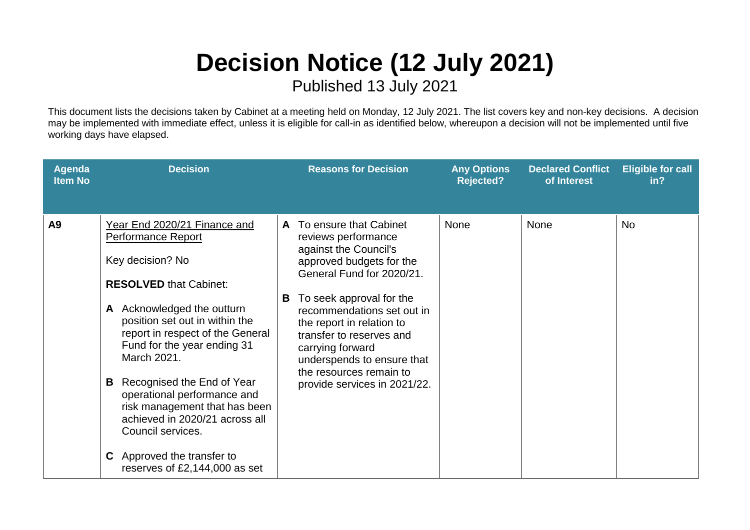# Decision Notice (12 July 2021)

Published 13 July 2021

This document lists the decisions taken by Cabinet at a meeting held on Monday, 12 July 2021. The list covers key and non-key decisions. A decision may be implemented with immediate effect, unless it is eligible for call-in as identified below, whereupon a decision will not be implemented until five working days have elapsed.

| Agenda Item No | Decision | Reasons for Decision | Any Options Rejected? | Declared Conflict of Interest | Eligible for call in? |
|---|---|---|---|---|---|
| A9 | Year End 2020/21 Finance and Performance Report<br><br>Key decision? No<br><br>**RESOLVED** that Cabinet:<br><br>**A** Acknowledged the outturn position set out in within the report in respect of the General Fund for the year ending 31 March 2021.<br><br>**B** Recognised the End of Year operational performance and risk management that has been achieved in 2020/21 across all Council services.<br><br>**C** Approved the transfer to reserves of £2,144,000 as set | **A** To ensure that Cabinet reviews performance against the Council's approved budgets for the General Fund for 2020/21.<br><br>**B** To seek approval for the recommendations set out in the report in relation to transfer to reserves and carrying forward underspends to ensure that the resources remain to provide services in 2021/22. | None | None | No |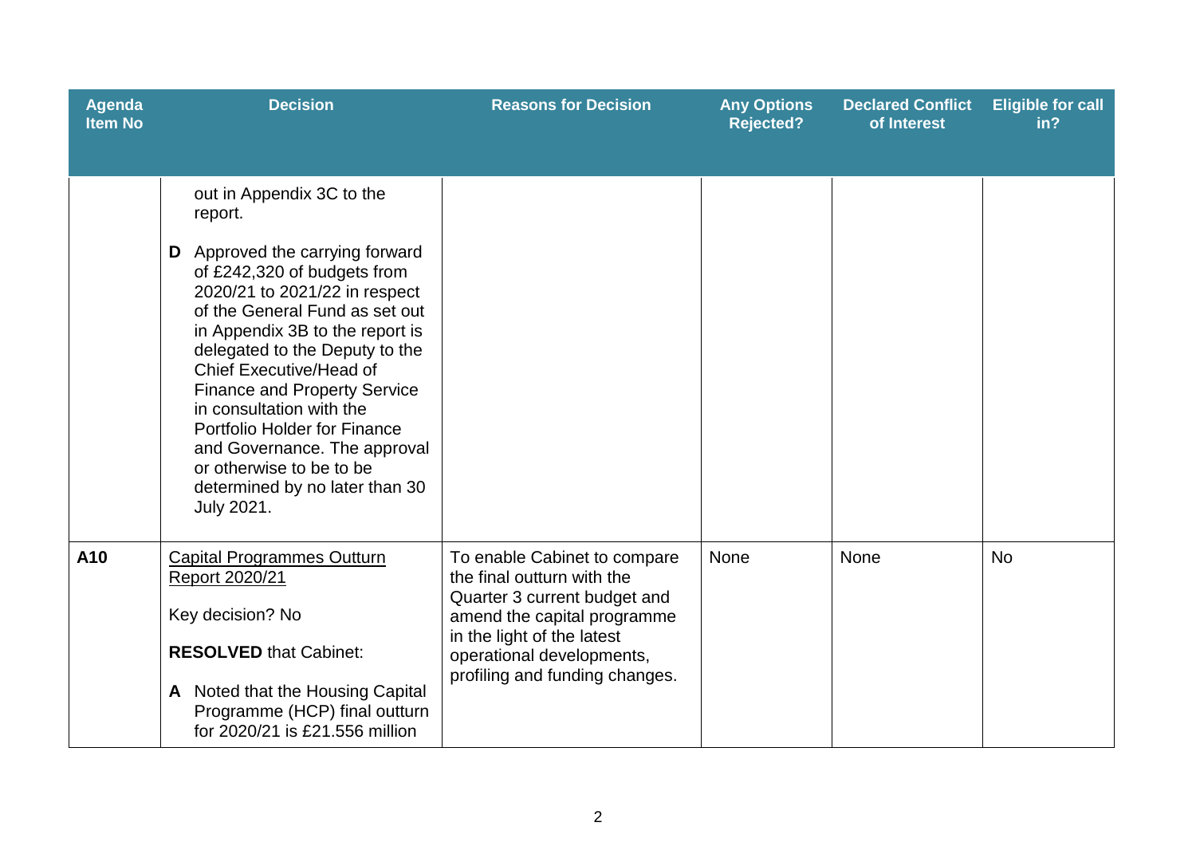| Agenda Item No | Decision | Reasons for Decision | Any Options Rejected? | Declared Conflict of Interest | Eligible for call in? |
|---|---|---|---|---|---|
| | out in Appendix 3C to the report.<br><br>**D** Approved the carrying forward of £242,320 of budgets from 2020/21 to 2021/22 in respect of the General Fund as set out in Appendix 3B to the report is delegated to the Deputy to the Chief Executive/Head of Finance and Property Service in consultation with the Portfolio Holder for Finance and Governance. The approval or otherwise to be to be determined by no later than 30 July 2021. | | | | |
| **A10** | Capital Programmes Outturn Report 2020/21<br><br>Key decision? No<br><br>**RESOLVED** that Cabinet:<br><br>**A** Noted that the Housing Capital Programme (HCP) final outturn for 2020/21 is £21.556 million | To enable Cabinet to compare the final outturn with the Quarter 3 current budget and amend the capital programme in the light of the latest operational developments, profiling and funding changes. | None | None | No |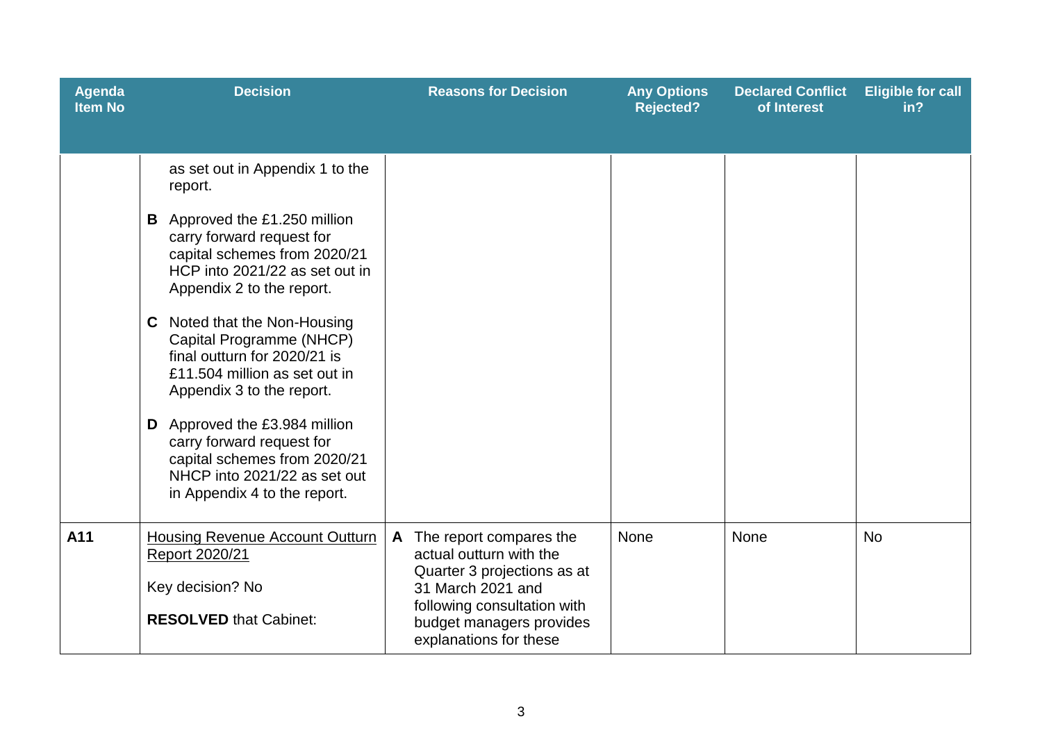| Agenda Item No | Decision | Reasons for Decision | Any Options Rejected? | Declared Conflict of Interest | Eligible for call in? |
|---|---|---|---|---|---|
| | as set out in Appendix 1 to the report.<br><br>**B** Approved the £1.250 million carry forward request for capital schemes from 2020/21 HCP into 2021/22 as set out in Appendix 2 to the report.<br><br>**C** Noted that the Non-Housing Capital Programme (NHCP) final outturn for 2020/21 is £11.504 million as set out in Appendix 3 to the report.<br><br>**D** Approved the £3.984 million carry forward request for capital schemes from 2020/21 NHCP into 2021/22 as set out in Appendix 4 to the report. | | | | |
| **A11** | Housing Revenue Account Outturn Report 2020/21<br><br>Key decision? No<br><br>**RESOLVED** that Cabinet: | **A** The report compares the actual outturn with the Quarter 3 projections as at 31 March 2021 and following consultation with budget managers provides explanations for these | None | None | No |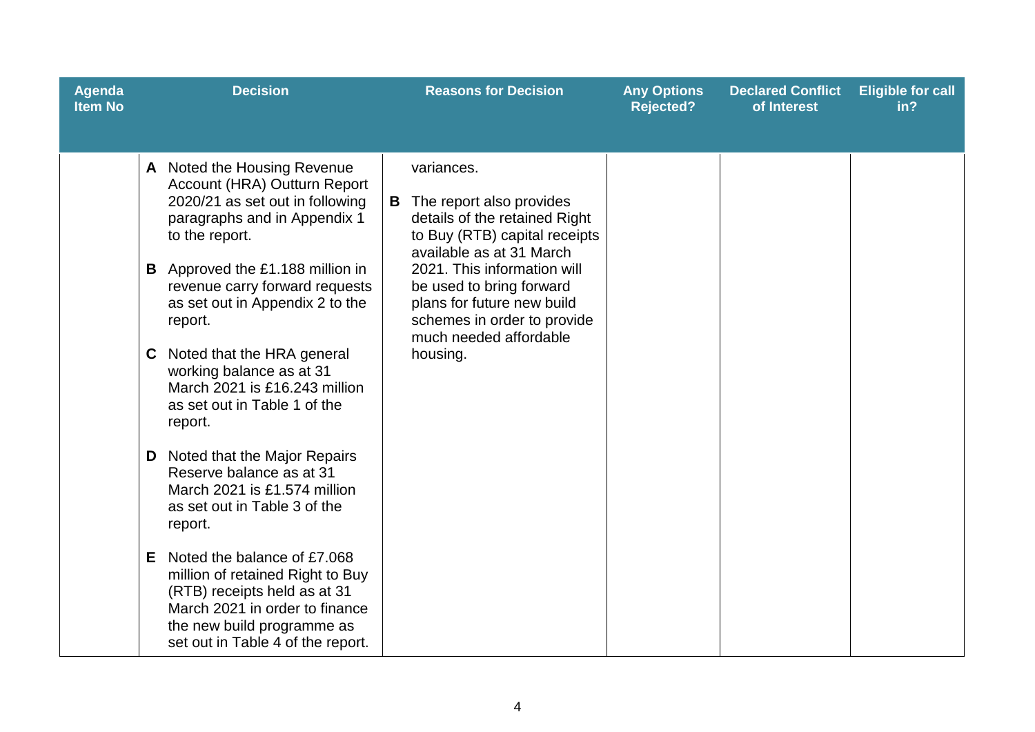| Agenda Item No | Decision | Reasons for Decision | Any Options Rejected? | Declared Conflict of Interest | Eligible for call in? |
|---|---|---|---|---|---|
| | **A** Noted the Housing Revenue Account (HRA) Outturn Report 2020/21 as set out in following paragraphs and in Appendix 1 to the report.<br><br>**B** Approved the £1.188 million in revenue carry forward requests as set out in Appendix 2 to the report.<br><br>**C** Noted that the HRA general working balance as at 31 March 2021 is £16.243 million as set out in Table 1 of the report.<br><br>**D** Noted that the Major Repairs Reserve balance as at 31 March 2021 is £1.574 million as set out in Table 3 of the report.<br><br>**E** Noted the balance of £7.068 million of retained Right to Buy (RTB) receipts held as at 31 March 2021 in order to finance the new build programme as set out in Table 4 of the report. | variances.<br><br>**B** The report also provides details of the retained Right to Buy (RTB) capital receipts available as at 31 March 2021. This information will be used to bring forward plans for future new build schemes in order to provide much needed affordable housing. | | | |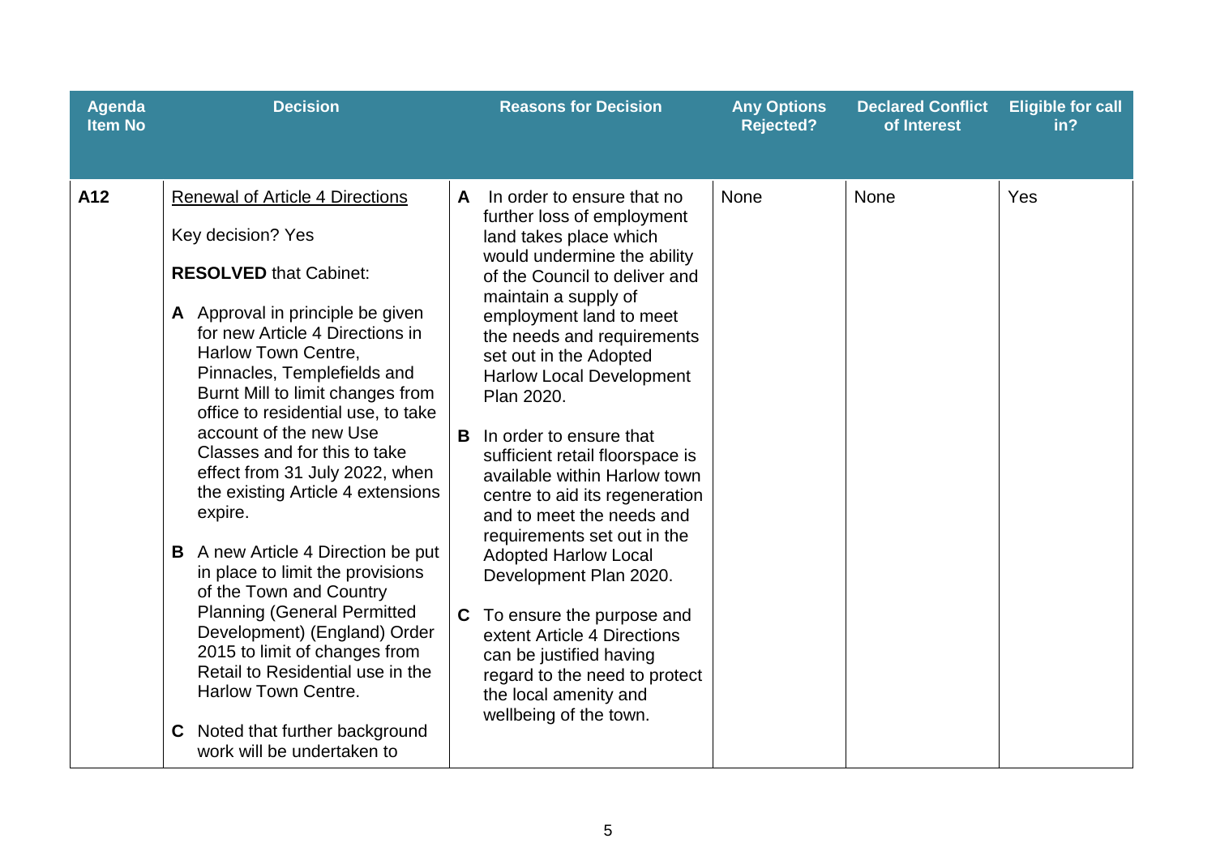| Agenda Item No | Decision | Reasons for Decision | Any Options Rejected? | Declared Conflict of Interest | Eligible for call in? |
|---|---|---|---|---|---|
| A12 | Renewal of Article 4 Directions<br><br>Key decision? Yes<br><br>**RESOLVED** that Cabinet:<br><br>**A** Approval in principle be given for new Article 4 Directions in Harlow Town Centre, Pinnacles, Templefields and Burnt Mill to limit changes from office to residential use, to take account of the new Use Classes and for this to take effect from 31 July 2022, when the existing Article 4 extensions expire.<br><br>**B** A new Article 4 Direction be put in place to limit the provisions of the Town and Country Planning (General Permitted Development) (England) Order 2015 to limit of changes from Retail to Residential use in the Harlow Town Centre.<br><br>**C** Noted that further background work will be undertaken to | **A** In order to ensure that no further loss of employment land takes place which would undermine the ability of the Council to deliver and maintain a supply of employment land to meet the needs and requirements set out in the Adopted Harlow Local Development Plan 2020.<br><br>**B** In order to ensure that sufficient retail floorspace is available within Harlow town centre to aid its regeneration and to meet the needs and requirements set out in the Adopted Harlow Local Development Plan 2020.<br><br>**C** To ensure the purpose and extent Article 4 Directions can be justified having regard to the need to protect the local amenity and wellbeing of the town. | None | None | Yes |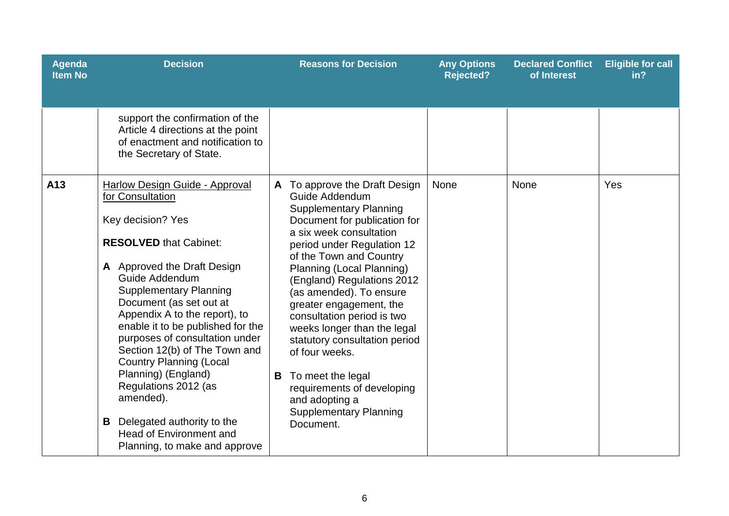| Agenda Item No | Decision | Reasons for Decision | Any Options Rejected? | Declared Conflict of Interest | Eligible for call in? |
|---|---|---|---|---|---|
| | support the confirmation of the Article 4 directions at the point of enactment and notification to the Secretary of State. | | | | |
| **A13** | <u>Harlow Design Guide - Approval for Consultation</u><br><br>Key decision? Yes<br><br>**RESOLVED** that Cabinet:<br><br>**A** Approved the Draft Design Guide Addendum Supplementary Planning Document (as set out at Appendix A to the report), to enable it to be published for the purposes of consultation under Section 12(b) of The Town and Country Planning (Local Planning) (England) Regulations 2012 (as amended).<br><br>**B** Delegated authority to the Head of Environment and Planning, to make and approve | **A** To approve the Draft Design Guide Addendum Supplementary Planning Document for publication for a six week consultation period under Regulation 12 of the Town and Country Planning (Local Planning) (England) Regulations 2012 (as amended). To ensure greater engagement, the consultation period is two weeks longer than the legal statutory consultation period of four weeks.<br><br>**B** To meet the legal requirements of developing and adopting a Supplementary Planning Document. | None | None | Yes |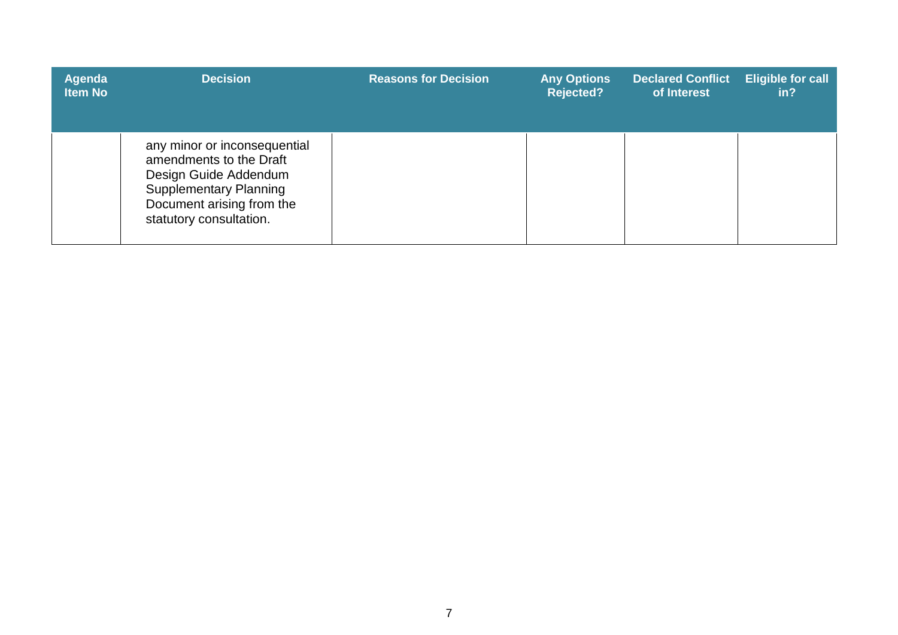| Agenda Item No | Decision | Reasons for Decision | Any Options Rejected? | Declared Conflict of Interest | Eligible for call in? |
|---|---|---|---|---|---|
| | any minor or inconsequential amendments to the Draft Design Guide Addendum Supplementary Planning Document arising from the statutory consultation. | | | | |